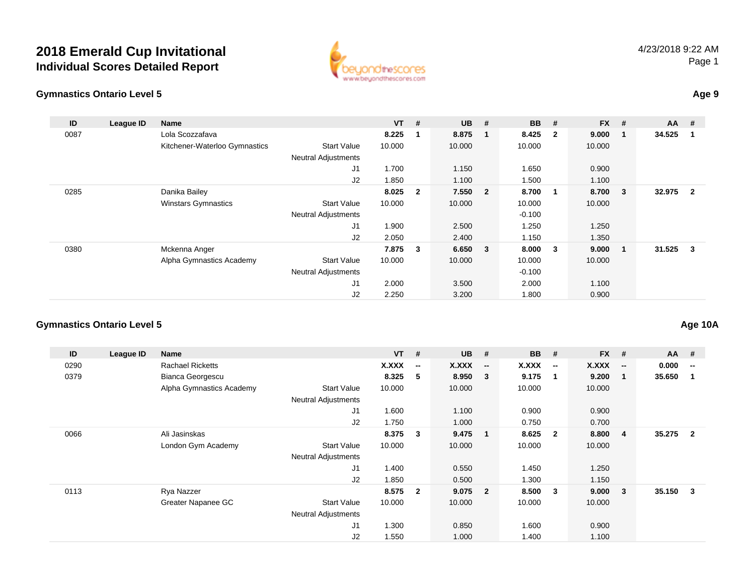# 2018 Emerald Cup Invitational

## Individual Scores Detailed Report

4/23/2018 9:22 AM

### Gymnastics Ontario Level 5

**Age 9**

| ID | League ID | Name | | VT | # | UB | # | BB | # | FX | # | AA | # |
|---|---|---|---|---|---|---|---|---|---|---|---|---|---|
| 0087 | | Lola Scozzafava | | **8.225** | **1** | **8.875** | **1** | **8.425** | **2** | **9.000** | **1** | **34.525** | **1** |
| | | Kitchener-Waterloo Gymnastics | Start Value | 10.000 | | 10.000 | | 10.000 | | 10.000 | | | |
| | | | Neutral Adjustments | | | | | | | | | | |
| | | | J1 | 1.700 | | 1.150 | | 1.650 | | 0.900 | | | |
| | | | J2 | 1.850 | | 1.100 | | 1.500 | | 1.100 | | | |
| 0285 | | Danika Bailey | | **8.025** | **2** | **7.550** | **2** | **8.700** | **1** | **8.700** | **3** | **32.975** | **2** |
| | | Winstars Gymnastics | Start Value | 10.000 | | 10.000 | | 10.000 | | 10.000 | | | |
| | | | Neutral Adjustments | | | | | -0.100 | | | | | |
| | | | J1 | 1.900 | | 2.500 | | 1.250 | | 1.250 | | | |
| | | | J2 | 2.050 | | 2.400 | | 1.150 | | 1.350 | | | |
| 0380 | | Mckenna Anger | | **7.875** | **3** | **6.650** | **3** | **8.000** | **3** | **9.000** | **1** | **31.525** | **3** |
| | | Alpha Gymnastics Academy | Start Value | 10.000 | | 10.000 | | 10.000 | | 10.000 | | | |
| | | | Neutral Adjustments | | | | | -0.100 | | | | | |
| | | | J1 | 2.000 | | 3.500 | | 2.000 | | 1.100 | | | |
| | | | J2 | 2.250 | | 3.200 | | 1.800 | | 0.900 | | | |

### Gymnastics Ontario Level 5

**Age 10A**

| ID | League ID | Name | | VT | # | UB | # | BB | # | FX | # | AA | # |
|---|---|---|---|---|---|---|---|---|---|---|---|---|---|
| 0290 | | Rachael Ricketts | | **X.XXX** | **--** | **X.XXX** | **--** | **X.XXX** | **--** | **X.XXX** | **--** | **0.000** | **--** |
| 0379 | | Bianca Georgescu | | **8.325** | **5** | **8.950** | **3** | **9.175** | **1** | **9.200** | **1** | **35.650** | **1** |
| | | Alpha Gymnastics Academy | Start Value | 10.000 | | 10.000 | | 10.000 | | 10.000 | | | |
| | | | Neutral Adjustments | | | | | | | | | | |
| | | | J1 | 1.600 | | 1.100 | | 0.900 | | 0.900 | | | |
| | | | J2 | 1.750 | | 1.000 | | 0.750 | | 0.700 | | | |
| 0066 | | Ali Jasinskas | | **8.375** | **3** | **9.475** | **1** | **8.625** | **2** | **8.800** | **4** | **35.275** | **2** |
| | | London Gym Academy | Start Value | 10.000 | | 10.000 | | 10.000 | | 10.000 | | | |
| | | | Neutral Adjustments | | | | | | | | | | |
| | | | J1 | 1.400 | | 0.550 | | 1.450 | | 1.250 | | | |
| | | | J2 | 1.850 | | 0.500 | | 1.300 | | 1.150 | | | |
| 0113 | | Rya Nazzer | | **8.575** | **2** | **9.075** | **2** | **8.500** | **3** | **9.000** | **3** | **35.150** | **3** |
| | | Greater Napanee GC | Start Value | 10.000 | | 10.000 | | 10.000 | | 10.000 | | | |
| | | | Neutral Adjustments | | | | | | | | | | |
| | | | J1 | 1.300 | | 0.850 | | 1.600 | | 0.900 | | | |
| | | | J2 | 1.550 | | 1.000 | | 1.400 | | 1.100 | | | |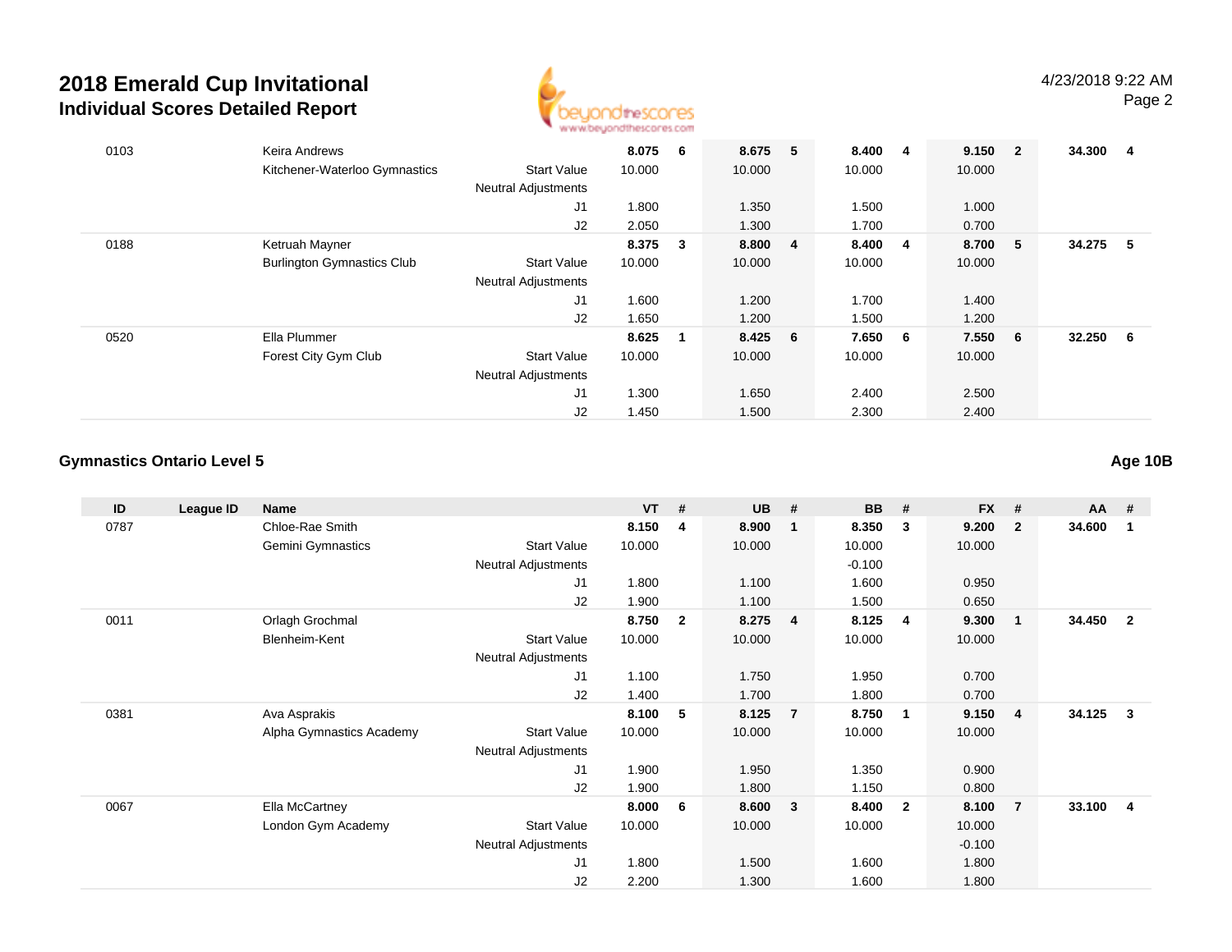# 2018 Emerald Cup Invitational
## Individual Scores Detailed Report

| ID | League ID | Name | | VT | # | UB | # | BB | # | FX | # | AA | # |
|---|---|---|---|---|---|---|---|---|---|---|---|---|---|
| 0103 | | Keira Andrews | | 8.075 | 6 | 8.675 | 5 | 8.400 | 4 | 9.150 | 2 | 34.300 | 4 |
| | | Kitchener-Waterloo Gymnastics | Start Value | 10.000 | | 10.000 | | 10.000 | | 10.000 | | | |
| | | | Neutral Adjustments | | | | | | | | | | |
| | | | J1 | 1.800 | | 1.350 | | 1.500 | | 1.000 | | | |
| | | | J2 | 2.050 | | 1.300 | | 1.700 | | 0.700 | | | |
| 0188 | | Ketruah Mayner | | 8.375 | 3 | 8.800 | 4 | 8.400 | 4 | 8.700 | 5 | 34.275 | 5 |
| | | Burlington Gymnastics Club | Start Value | 10.000 | | 10.000 | | 10.000 | | 10.000 | | | |
| | | | Neutral Adjustments | | | | | | | | | | |
| | | | J1 | 1.600 | | 1.200 | | 1.700 | | 1.400 | | | |
| | | | J2 | 1.650 | | 1.200 | | 1.500 | | 1.200 | | | |
| 0520 | | Ella Plummer | | 8.625 | 1 | 8.425 | 6 | 7.650 | 6 | 7.550 | 6 | 32.250 | 6 |
| | | Forest City Gym Club | Start Value | 10.000 | | 10.000 | | 10.000 | | 10.000 | | | |
| | | | Neutral Adjustments | | | | | | | | | | |
| | | | J1 | 1.300 | | 1.650 | | 2.400 | | 2.500 | | | |
| | | | J2 | 1.450 | | 1.500 | | 2.300 | | 2.400 | | | |

### Gymnastics Ontario Level 5

**Age 10B**

| ID | League ID | Name | | VT | # | UB | # | BB | # | FX | # | AA | # |
|---|---|---|---|---|---|---|---|---|---|---|---|---|---|
| 0787 | | Chloe-Rae Smith | | 8.150 | 4 | 8.900 | 1 | 8.350 | 3 | 9.200 | 2 | 34.600 | 1 |
| | | Gemini Gymnastics | Start Value | 10.000 | | 10.000 | | 10.000 | | 10.000 | | | |
| | | | Neutral Adjustments | | | | | -0.100 | | | | | |
| | | | J1 | 1.800 | | 1.100 | | 1.600 | | 0.950 | | | |
| | | | J2 | 1.900 | | 1.100 | | 1.500 | | 0.650 | | | |
| 0011 | | Orlagh Grochmal | | 8.750 | 2 | 8.275 | 4 | 8.125 | 4 | 9.300 | 1 | 34.450 | 2 |
| | | Blenheim-Kent | Start Value | 10.000 | | 10.000 | | 10.000 | | 10.000 | | | |
| | | | Neutral Adjustments | | | | | | | | | | |
| | | | J1 | 1.100 | | 1.750 | | 1.950 | | 0.700 | | | |
| | | | J2 | 1.400 | | 1.700 | | 1.800 | | 0.700 | | | |
| 0381 | | Ava Asprakis | | 8.100 | 5 | 8.125 | 7 | 8.750 | 1 | 9.150 | 4 | 34.125 | 3 |
| | | Alpha Gymnastics Academy | Start Value | 10.000 | | 10.000 | | 10.000 | | 10.000 | | | |
| | | | Neutral Adjustments | | | | | | | | | | |
| | | | J1 | 1.900 | | 1.950 | | 1.350 | | 0.900 | | | |
| | | | J2 | 1.900 | | 1.800 | | 1.150 | | 0.800 | | | |
| 0067 | | Ella McCartney | | 8.000 | 6 | 8.600 | 3 | 8.400 | 2 | 8.100 | 7 | 33.100 | 4 |
| | | London Gym Academy | Start Value | 10.000 | | 10.000 | | 10.000 | | 10.000 | | | |
| | | | Neutral Adjustments | | | | | | | -0.100 | | | |
| | | | J1 | 1.800 | | 1.500 | | 1.600 | | 1.800 | | | |
| | | | J2 | 2.200 | | 1.300 | | 1.600 | | 1.800 | | | |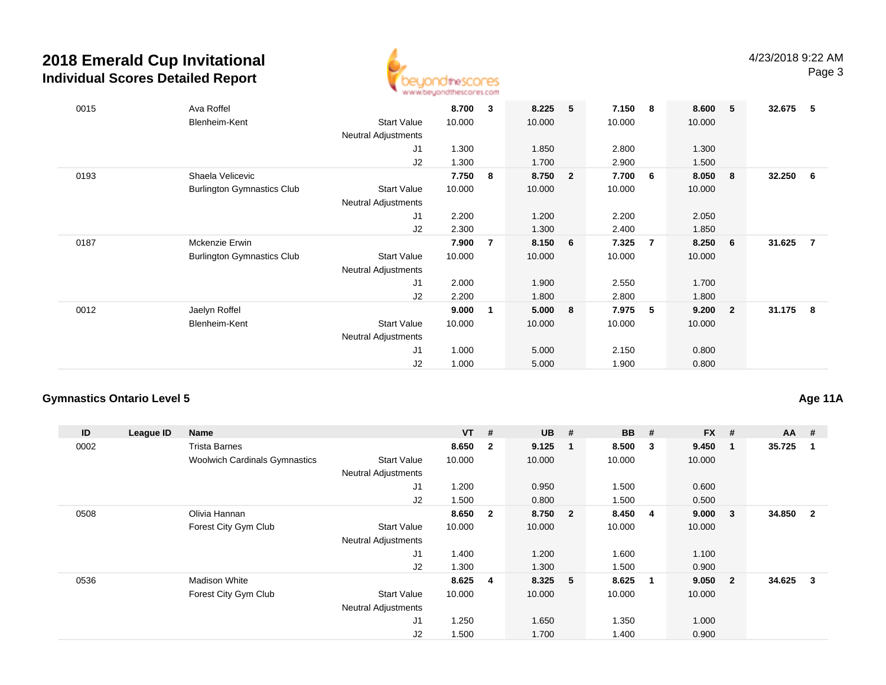# 2018 Emerald Cup Invitational
## Individual Scores Detailed Report

| ID | League ID | Name | | VT | # | UB | # | BB | # | FX | # | AA | # |
|---|---|---|---|---|---|---|---|---|---|---|---|---|---|
| 0015 | | Ava Roffel | | 8.700 | 3 | 8.225 | 5 | 7.150 | 8 | 8.600 | 5 | 32.675 | 5 |
| | | Blenheim-Kent | Start Value | 10.000 | | 10.000 | | 10.000 | | 10.000 | | | |
| | | | Neutral Adjustments | | | | | | | | | | |
| | | | J1 | 1.300 | | 1.850 | | 2.800 | | 1.300 | | | |
| | | | J2 | 1.300 | | 1.700 | | 2.900 | | 1.500 | | | |
| 0193 | | Shaela Velicevic | | 7.750 | 8 | 8.750 | 2 | 7.700 | 6 | 8.050 | 8 | 32.250 | 6 |
| | | Burlington Gymnastics Club | Start Value | 10.000 | | 10.000 | | 10.000 | | 10.000 | | | |
| | | | Neutral Adjustments | | | | | | | | | | |
| | | | J1 | 2.200 | | 1.200 | | 2.200 | | 2.050 | | | |
| | | | J2 | 2.300 | | 1.300 | | 2.400 | | 1.850 | | | |
| 0187 | | Mckenzie Erwin | | 7.900 | 7 | 8.150 | 6 | 7.325 | 7 | 8.250 | 6 | 31.625 | 7 |
| | | Burlington Gymnastics Club | Start Value | 10.000 | | 10.000 | | 10.000 | | 10.000 | | | |
| | | | Neutral Adjustments | | | | | | | | | | |
| | | | J1 | 2.000 | | 1.900 | | 2.550 | | 1.700 | | | |
| | | | J2 | 2.200 | | 1.800 | | 2.800 | | 1.800 | | | |
| 0012 | | Jaelyn Roffel | | 9.000 | 1 | 5.000 | 8 | 7.975 | 5 | 9.200 | 2 | 31.175 | 8 |
| | | Blenheim-Kent | Start Value | 10.000 | | 10.000 | | 10.000 | | 10.000 | | | |
| | | | Neutral Adjustments | | | | | | | | | | |
| | | | J1 | 1.000 | | 5.000 | | 2.150 | | 0.800 | | | |
| | | | J2 | 1.000 | | 5.000 | | 1.900 | | 0.800 | | | |

### Gymnastics Ontario Level 5

**Age 11A**

| ID | League ID | Name | | VT | # | UB | # | BB | # | FX | # | AA | # |
|---|---|---|---|---|---|---|---|---|---|---|---|---|---|
| 0002 | | Trista Barnes | | 8.650 | 2 | 9.125 | 1 | 8.500 | 3 | 9.450 | 1 | 35.725 | 1 |
| | | Woolwich Cardinals Gymnastics | Start Value | 10.000 | | 10.000 | | 10.000 | | 10.000 | | | |
| | | | Neutral Adjustments | | | | | | | | | | |
| | | | J1 | 1.200 | | 0.950 | | 1.500 | | 0.600 | | | |
| | | | J2 | 1.500 | | 0.800 | | 1.500 | | 0.500 | | | |
| 0508 | | Olivia Hannan | | 8.650 | 2 | 8.750 | 2 | 8.450 | 4 | 9.000 | 3 | 34.850 | 2 |
| | | Forest City Gym Club | Start Value | 10.000 | | 10.000 | | 10.000 | | 10.000 | | | |
| | | | Neutral Adjustments | | | | | | | | | | |
| | | | J1 | 1.400 | | 1.200 | | 1.600 | | 1.100 | | | |
| | | | J2 | 1.300 | | 1.300 | | 1.500 | | 0.900 | | | |
| 0536 | | Madison White | | 8.625 | 4 | 8.325 | 5 | 8.625 | 1 | 9.050 | 2 | 34.625 | 3 |
| | | Forest City Gym Club | Start Value | 10.000 | | 10.000 | | 10.000 | | 10.000 | | | |
| | | | Neutral Adjustments | | | | | | | | | | |
| | | | J1 | 1.250 | | 1.650 | | 1.350 | | 1.000 | | | |
| | | | J2 | 1.500 | | 1.700 | | 1.400 | | 0.900 | | | |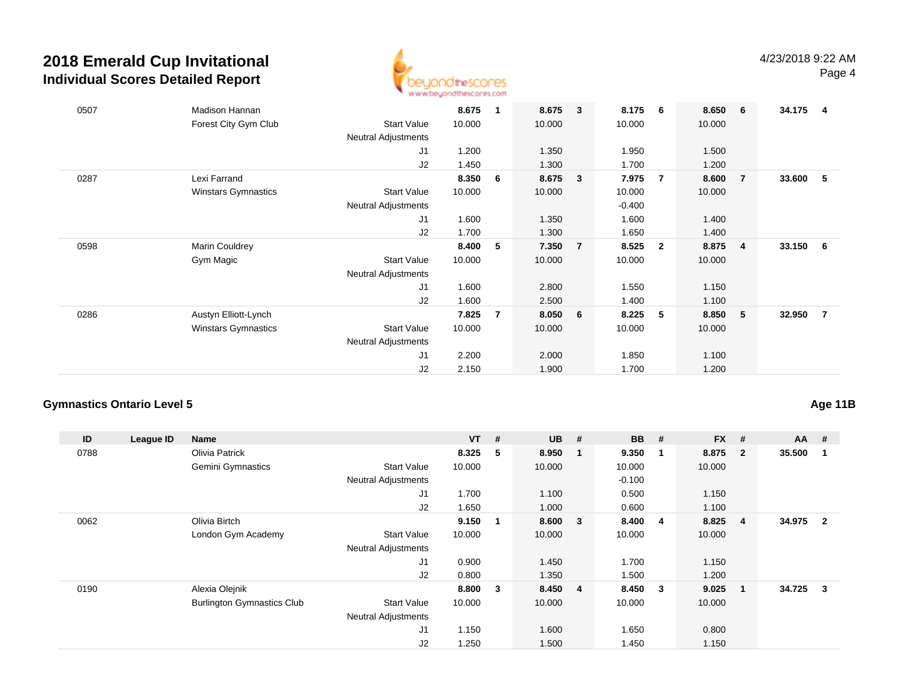# 2018 Emerald Cup Invitational
## Individual Scores Detailed Report

4/23/2018 9:22 AM

| ID | League ID | Name | | VT | # | UB | # | BB | # | FX | # | AA | # |
|---|---|---|---|---|---|---|---|---|---|---|---|---|---|
| 0507 | | Madison Hannan | | **8.675** | **1** | **8.675** | **3** | **8.175** | **6** | **8.650** | **6** | **34.175** | **4** |
| | | Forest City Gym Club | Start Value | 10.000 | | 10.000 | | 10.000 | | 10.000 | | | |
| | | | Neutral Adjustments | | | | | | | | | | |
| | | | J1 | 1.200 | | 1.350 | | 1.950 | | 1.500 | | | |
| | | | J2 | 1.450 | | 1.300 | | 1.700 | | 1.200 | | | |
| 0287 | | Lexi Farrand | | **8.350** | **6** | **8.675** | **3** | **7.975** | **7** | **8.600** | **7** | **33.600** | **5** |
| | | Winstars Gymnastics | Start Value | 10.000 | | 10.000 | | 10.000 | | 10.000 | | | |
| | | | Neutral Adjustments | | | | | -0.400 | | | | | |
| | | | J1 | 1.600 | | 1.350 | | 1.600 | | 1.400 | | | |
| | | | J2 | 1.700 | | 1.300 | | 1.650 | | 1.400 | | | |
| 0598 | | Marin Couldrey | | **8.400** | **5** | **7.350** | **7** | **8.525** | **2** | **8.875** | **4** | **33.150** | **6** |
| | | Gym Magic | Start Value | 10.000 | | 10.000 | | 10.000 | | 10.000 | | | |
| | | | Neutral Adjustments | | | | | | | | | | |
| | | | J1 | 1.600 | | 2.800 | | 1.550 | | 1.150 | | | |
| | | | J2 | 1.600 | | 2.500 | | 1.400 | | 1.100 | | | |
| 0286 | | Austyn Elliott-Lynch | | **7.825** | **7** | **8.050** | **6** | **8.225** | **5** | **8.850** | **5** | **32.950** | **7** |
| | | Winstars Gymnastics | Start Value | 10.000 | | 10.000 | | 10.000 | | 10.000 | | | |
| | | | Neutral Adjustments | | | | | | | | | | |
| | | | J1 | 2.200 | | 2.000 | | 1.850 | | 1.100 | | | |
| | | | J2 | 2.150 | | 1.900 | | 1.700 | | 1.200 | | | |

### Gymnastics Ontario Level 5

**Age 11B**

| ID | League ID | Name | | VT | # | UB | # | BB | # | FX | # | AA | # |
|---|---|---|---|---|---|---|---|---|---|---|---|---|---|
| 0788 | | Olivia Patrick | | **8.325** | **5** | **8.950** | **1** | **9.350** | **1** | **8.875** | **2** | **35.500** | **1** |
| | | Gemini Gymnastics | Start Value | 10.000 | | 10.000 | | 10.000 | | 10.000 | | | |
| | | | Neutral Adjustments | | | | | -0.100 | | | | | |
| | | | J1 | 1.700 | | 1.100 | | 0.500 | | 1.150 | | | |
| | | | J2 | 1.650 | | 1.000 | | 0.600 | | 1.100 | | | |
| 0062 | | Olivia Birtch | | **9.150** | **1** | **8.600** | **3** | **8.400** | **4** | **8.825** | **4** | **34.975** | **2** |
| | | London Gym Academy | Start Value | 10.000 | | 10.000 | | 10.000 | | 10.000 | | | |
| | | | Neutral Adjustments | | | | | | | | | | |
| | | | J1 | 0.900 | | 1.450 | | 1.700 | | 1.150 | | | |
| | | | J2 | 0.800 | | 1.350 | | 1.500 | | 1.200 | | | |
| 0190 | | Alexia Olejnik | | **8.800** | **3** | **8.450** | **4** | **8.450** | **3** | **9.025** | **1** | **34.725** | **3** |
| | | Burlington Gymnastics Club | Start Value | 10.000 | | 10.000 | | 10.000 | | 10.000 | | | |
| | | | Neutral Adjustments | | | | | | | | | | |
| | | | J1 | 1.150 | | 1.600 | | 1.650 | | 0.800 | | | |
| | | | J2 | 1.250 | | 1.500 | | 1.450 | | 1.150 | | | |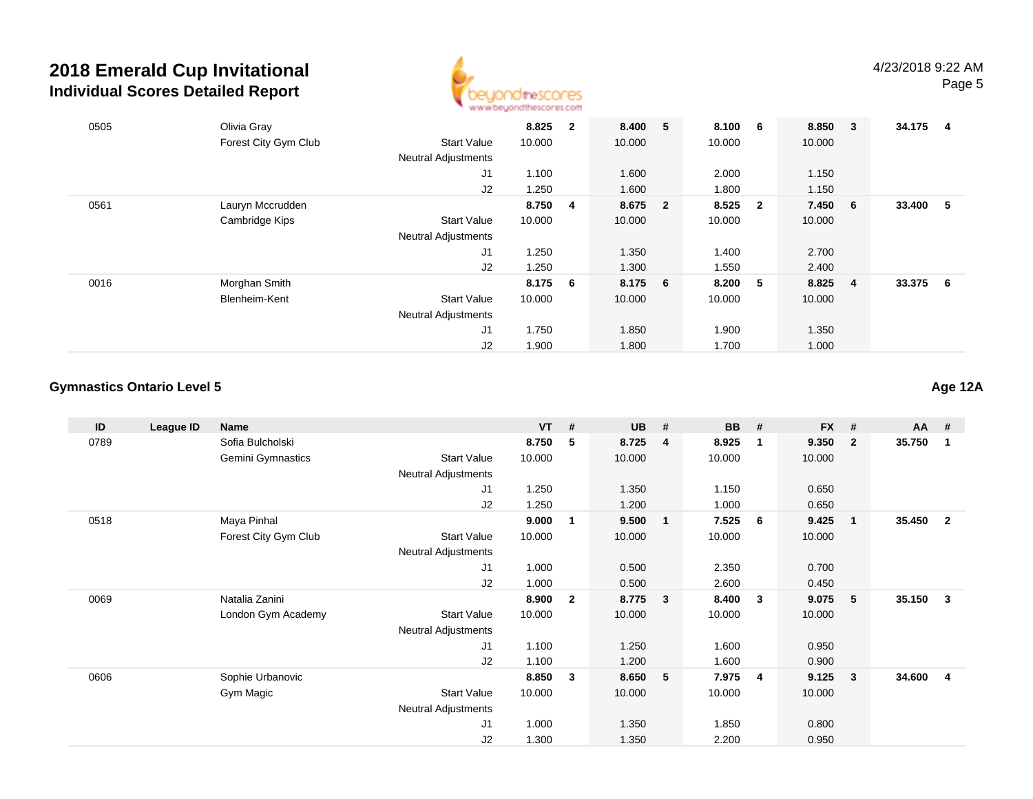# 2018 Emerald Cup Invitational
## Individual Scores Detailed Report

| ID | League ID | Name | | VT | # | UB | # | BB | # | FX | # | AA | # |
|---|---|---|---|---|---|---|---|---|---|---|---|---|---|
| 0505 | | Olivia Gray | | **8.825** | **2** | **8.400** | **5** | **8.100** | **6** | **8.850** | **3** | **34.175** | **4** |
| | | Forest City Gym Club | Start Value | 10.000 | | 10.000 | | 10.000 | | 10.000 | | | |
| | | | Neutral Adjustments | | | | | | | | | | |
| | | | J1 | 1.100 | | 1.600 | | 2.000 | | 1.150 | | | |
| | | | J2 | 1.250 | | 1.600 | | 1.800 | | 1.150 | | | |
| 0561 | | Lauryn Mccrudden | | **8.750** | **4** | **8.675** | **2** | **8.525** | **2** | **7.450** | **6** | **33.400** | **5** |
| | | Cambridge Kips | Start Value | 10.000 | | 10.000 | | 10.000 | | 10.000 | | | |
| | | | Neutral Adjustments | | | | | | | | | | |
| | | | J1 | 1.250 | | 1.350 | | 1.400 | | 2.700 | | | |
| | | | J2 | 1.250 | | 1.300 | | 1.550 | | 2.400 | | | |
| 0016 | | Morghan Smith | | **8.175** | **6** | **8.175** | **6** | **8.200** | **5** | **8.825** | **4** | **33.375** | **6** |
| | | Blenheim-Kent | Start Value | 10.000 | | 10.000 | | 10.000 | | 10.000 | | | |
| | | | Neutral Adjustments | | | | | | | | | | |
| | | | J1 | 1.750 | | 1.850 | | 1.900 | | 1.350 | | | |
| | | | J2 | 1.900 | | 1.800 | | 1.700 | | 1.000 | | | |

### Gymnastics Ontario Level 5

**Age 12A**

| ID | League ID | Name | | VT | # | UB | # | BB | # | FX | # | AA | # |
|---|---|---|---|---|---|---|---|---|---|---|---|---|---|
| 0789 | | Sofia Bulcholski | | **8.750** | **5** | **8.725** | **4** | **8.925** | **1** | **9.350** | **2** | **35.750** | **1** |
| | | Gemini Gymnastics | Start Value | 10.000 | | 10.000 | | 10.000 | | 10.000 | | | |
| | | | Neutral Adjustments | | | | | | | | | | |
| | | | J1 | 1.250 | | 1.350 | | 1.150 | | 0.650 | | | |
| | | | J2 | 1.250 | | 1.200 | | 1.000 | | 0.650 | | | |
| 0518 | | Maya Pinhal | | **9.000** | **1** | **9.500** | **1** | **7.525** | **6** | **9.425** | **1** | **35.450** | **2** |
| | | Forest City Gym Club | Start Value | 10.000 | | 10.000 | | 10.000 | | 10.000 | | | |
| | | | Neutral Adjustments | | | | | | | | | | |
| | | | J1 | 1.000 | | 0.500 | | 2.350 | | 0.700 | | | |
| | | | J2 | 1.000 | | 0.500 | | 2.600 | | 0.450 | | | |
| 0069 | | Natalia Zanini | | **8.900** | **2** | **8.775** | **3** | **8.400** | **3** | **9.075** | **5** | **35.150** | **3** |
| | | London Gym Academy | Start Value | 10.000 | | 10.000 | | 10.000 | | 10.000 | | | |
| | | | Neutral Adjustments | | | | | | | | | | |
| | | | J1 | 1.100 | | 1.250 | | 1.600 | | 0.950 | | | |
| | | | J2 | 1.100 | | 1.200 | | 1.600 | | 0.900 | | | |
| 0606 | | Sophie Urbanovic | | **8.850** | **3** | **8.650** | **5** | **7.975** | **4** | **9.125** | **3** | **34.600** | **4** |
| | | Gym Magic | Start Value | 10.000 | | 10.000 | | 10.000 | | 10.000 | | | |
| | | | Neutral Adjustments | | | | | | | | | | |
| | | | J1 | 1.000 | | 1.350 | | 1.850 | | 0.800 | | | |
| | | | J2 | 1.300 | | 1.350 | | 2.200 | | 0.950 | | | |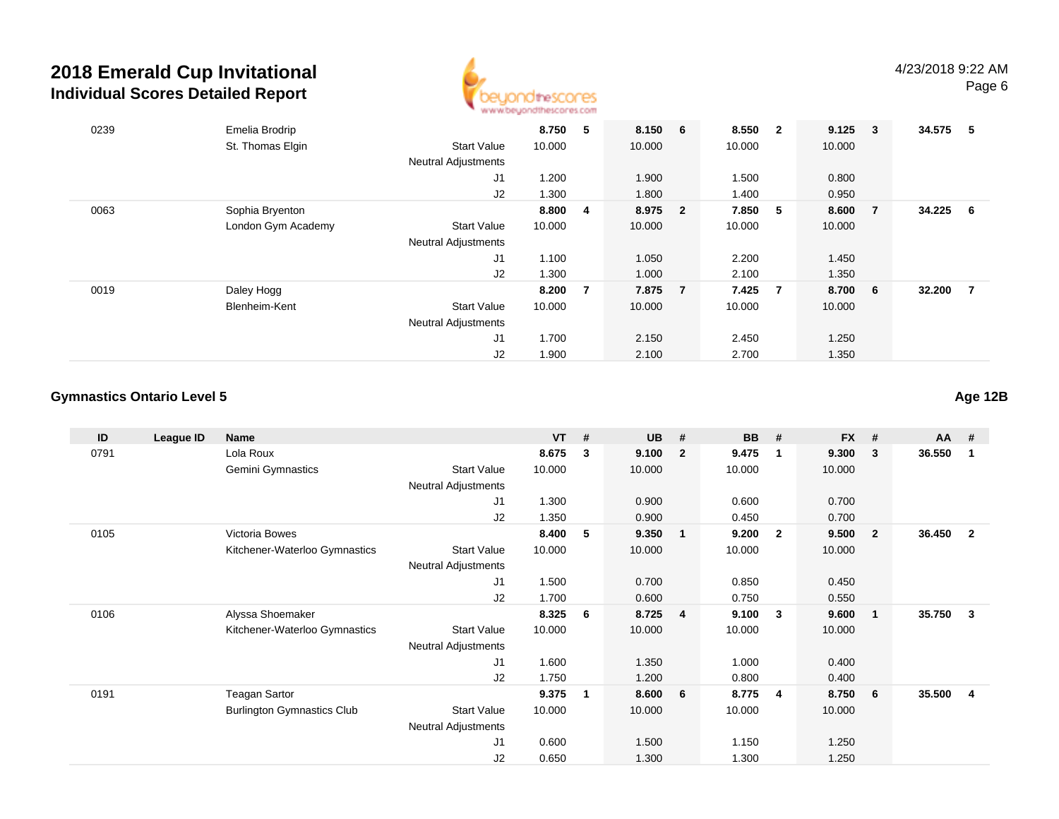# 2018 Emerald Cup Invitational
## Individual Scores Detailed Report

| ID | League ID | Name | | VT | # | UB | # | BB | # | FX | # | AA | # |
|---|---|---|---|---|---|---|---|---|---|---|---|---|---|
| 0239 | | Emelia Brodrip | | **8.750** | **5** | **8.150** | **6** | **8.550** | **2** | **9.125** | **3** | **34.575** | **5** |
| | | St. Thomas Elgin | Start Value | 10.000 | | 10.000 | | 10.000 | | 10.000 | | | |
| | | | Neutral Adjustments | | | | | | | | | | |
| | | | J1 | 1.200 | | 1.900 | | 1.500 | | 0.800 | | | |
| | | | J2 | 1.300 | | 1.800 | | 1.400 | | 0.950 | | | |
| 0063 | | Sophia Bryenton | | **8.800** | **4** | **8.975** | **2** | **7.850** | **5** | **8.600** | **7** | **34.225** | **6** |
| | | London Gym Academy | Start Value | 10.000 | | 10.000 | | 10.000 | | 10.000 | | | |
| | | | Neutral Adjustments | | | | | | | | | | |
| | | | J1 | 1.100 | | 1.050 | | 2.200 | | 1.450 | | | |
| | | | J2 | 1.300 | | 1.000 | | 2.100 | | 1.350 | | | |
| 0019 | | Daley Hogg | | **8.200** | **7** | **7.875** | **7** | **7.425** | **7** | **8.700** | **6** | **32.200** | **7** |
| | | Blenheim-Kent | Start Value | 10.000 | | 10.000 | | 10.000 | | 10.000 | | | |
| | | | Neutral Adjustments | | | | | | | | | | |
| | | | J1 | 1.700 | | 2.150 | | 2.450 | | 1.250 | | | |
| | | | J2 | 1.900 | | 2.100 | | 2.700 | | 1.350 | | | |

### Gymnastics Ontario Level 5

**Age 12B**

| ID | League ID | Name | | VT | # | UB | # | BB | # | FX | # | AA | # |
|---|---|---|---|---|---|---|---|---|---|---|---|---|---|
| 0791 | | Lola Roux | | **8.675** | **3** | **9.100** | **2** | **9.475** | **1** | **9.300** | **3** | **36.550** | **1** |
| | | Gemini Gymnastics | Start Value | 10.000 | | 10.000 | | 10.000 | | 10.000 | | | |
| | | | Neutral Adjustments | | | | | | | | | | |
| | | | J1 | 1.300 | | 0.900 | | 0.600 | | 0.700 | | | |
| | | | J2 | 1.350 | | 0.900 | | 0.450 | | 0.700 | | | |
| 0105 | | Victoria Bowes | | **8.400** | **5** | **9.350** | **1** | **9.200** | **2** | **9.500** | **2** | **36.450** | **2** |
| | | Kitchener-Waterloo Gymnastics | Start Value | 10.000 | | 10.000 | | 10.000 | | 10.000 | | | |
| | | | Neutral Adjustments | | | | | | | | | | |
| | | | J1 | 1.500 | | 0.700 | | 0.850 | | 0.450 | | | |
| | | | J2 | 1.700 | | 0.600 | | 0.750 | | 0.550 | | | |
| 0106 | | Alyssa Shoemaker | | **8.325** | **6** | **8.725** | **4** | **9.100** | **3** | **9.600** | **1** | **35.750** | **3** |
| | | Kitchener-Waterloo Gymnastics | Start Value | 10.000 | | 10.000 | | 10.000 | | 10.000 | | | |
| | | | Neutral Adjustments | | | | | | | | | | |
| | | | J1 | 1.600 | | 1.350 | | 1.000 | | 0.400 | | | |
| | | | J2 | 1.750 | | 1.200 | | 0.800 | | 0.400 | | | |
| 0191 | | Teagan Sartor | | **9.375** | **1** | **8.600** | **6** | **8.775** | **4** | **8.750** | **6** | **35.500** | **4** |
| | | Burlington Gymnastics Club | Start Value | 10.000 | | 10.000 | | 10.000 | | 10.000 | | | |
| | | | Neutral Adjustments | | | | | | | | | | |
| | | | J1 | 0.600 | | 1.500 | | 1.150 | | 1.250 | | | |
| | | | J2 | 0.650 | | 1.300 | | 1.300 | | 1.250 | | | |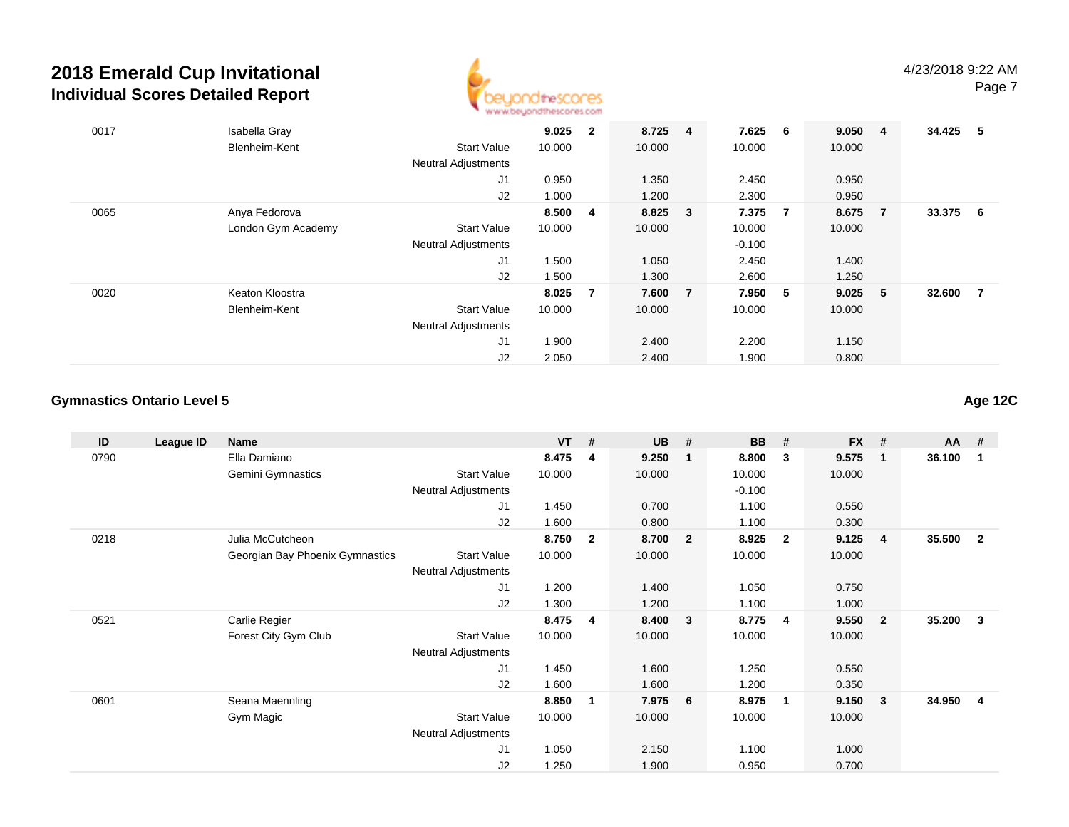# 2018 Emerald Cup Invitational

## Individual Scores Detailed Report

| ID | League ID | Name | | VT | # | UB | # | BB | # | FX | # | AA | # |
|---|---|---|---|---|---|---|---|---|---|---|---|---|---|
| 0017 | | Isabella Gray | | **9.025** | **2** | **8.725** | **4** | **7.625** | **6** | **9.050** | **4** | **34.425** | **5** |
| | | Blenheim-Kent | Start Value | 10.000 | | 10.000 | | 10.000 | | 10.000 | | | |
| | | | Neutral Adjustments | | | | | | | | | | |
| | | | J1 | 0.950 | | 1.350 | | 2.450 | | 0.950 | | | |
| | | | J2 | 1.000 | | 1.200 | | 2.300 | | 0.950 | | | |
| 0065 | | Anya Fedorova | | **8.500** | **4** | **8.825** | **3** | **7.375** | **7** | **8.675** | **7** | **33.375** | **6** |
| | | London Gym Academy | Start Value | 10.000 | | 10.000 | | 10.000 | | 10.000 | | | |
| | | | Neutral Adjustments | | | | | -0.100 | | | | | |
| | | | J1 | 1.500 | | 1.050 | | 2.450 | | 1.400 | | | |
| | | | J2 | 1.500 | | 1.300 | | 2.600 | | 1.250 | | | |
| 0020 | | Keaton Kloostra | | **8.025** | **7** | **7.600** | **7** | **7.950** | **5** | **9.025** | **5** | **32.600** | **7** |
| | | Blenheim-Kent | Start Value | 10.000 | | 10.000 | | 10.000 | | 10.000 | | | |
| | | | Neutral Adjustments | | | | | | | | | | |
| | | | J1 | 1.900 | | 2.400 | | 2.200 | | 1.150 | | | |
| | | | J2 | 2.050 | | 2.400 | | 1.900 | | 0.800 | | | |

### Gymnastics Ontario Level 5

**Age 12C**

| ID | League ID | Name | | VT | # | UB | # | BB | # | FX | # | AA | # |
|---|---|---|---|---|---|---|---|---|---|---|---|---|---|
| 0790 | | Ella Damiano | | **8.475** | **4** | **9.250** | **1** | **8.800** | **3** | **9.575** | **1** | **36.100** | **1** |
| | | Gemini Gymnastics | Start Value | 10.000 | | 10.000 | | 10.000 | | 10.000 | | | |
| | | | Neutral Adjustments | | | | | -0.100 | | | | | |
| | | | J1 | 1.450 | | 0.700 | | 1.100 | | 0.550 | | | |
| | | | J2 | 1.600 | | 0.800 | | 1.100 | | 0.300 | | | |
| 0218 | | Julia McCutcheon | | **8.750** | **2** | **8.700** | **2** | **8.925** | **2** | **9.125** | **4** | **35.500** | **2** |
| | | Georgian Bay Phoenix Gymnastics | Start Value | 10.000 | | 10.000 | | 10.000 | | 10.000 | | | |
| | | | Neutral Adjustments | | | | | | | | | | |
| | | | J1 | 1.200 | | 1.400 | | 1.050 | | 0.750 | | | |
| | | | J2 | 1.300 | | 1.200 | | 1.100 | | 1.000 | | | |
| 0521 | | Carlie Regier | | **8.475** | **4** | **8.400** | **3** | **8.775** | **4** | **9.550** | **2** | **35.200** | **3** |
| | | Forest City Gym Club | Start Value | 10.000 | | 10.000 | | 10.000 | | 10.000 | | | |
| | | | Neutral Adjustments | | | | | | | | | | |
| | | | J1 | 1.450 | | 1.600 | | 1.250 | | 0.550 | | | |
| | | | J2 | 1.600 | | 1.600 | | 1.200 | | 0.350 | | | |
| 0601 | | Seana Maennling | | **8.850** | **1** | **7.975** | **6** | **8.975** | **1** | **9.150** | **3** | **34.950** | **4** |
| | | Gym Magic | Start Value | 10.000 | | 10.000 | | 10.000 | | 10.000 | | | |
| | | | Neutral Adjustments | | | | | | | | | | |
| | | | J1 | 1.050 | | 2.150 | | 1.100 | | 1.000 | | | |
| | | | J2 | 1.250 | | 1.900 | | 0.950 | | 0.700 | | | |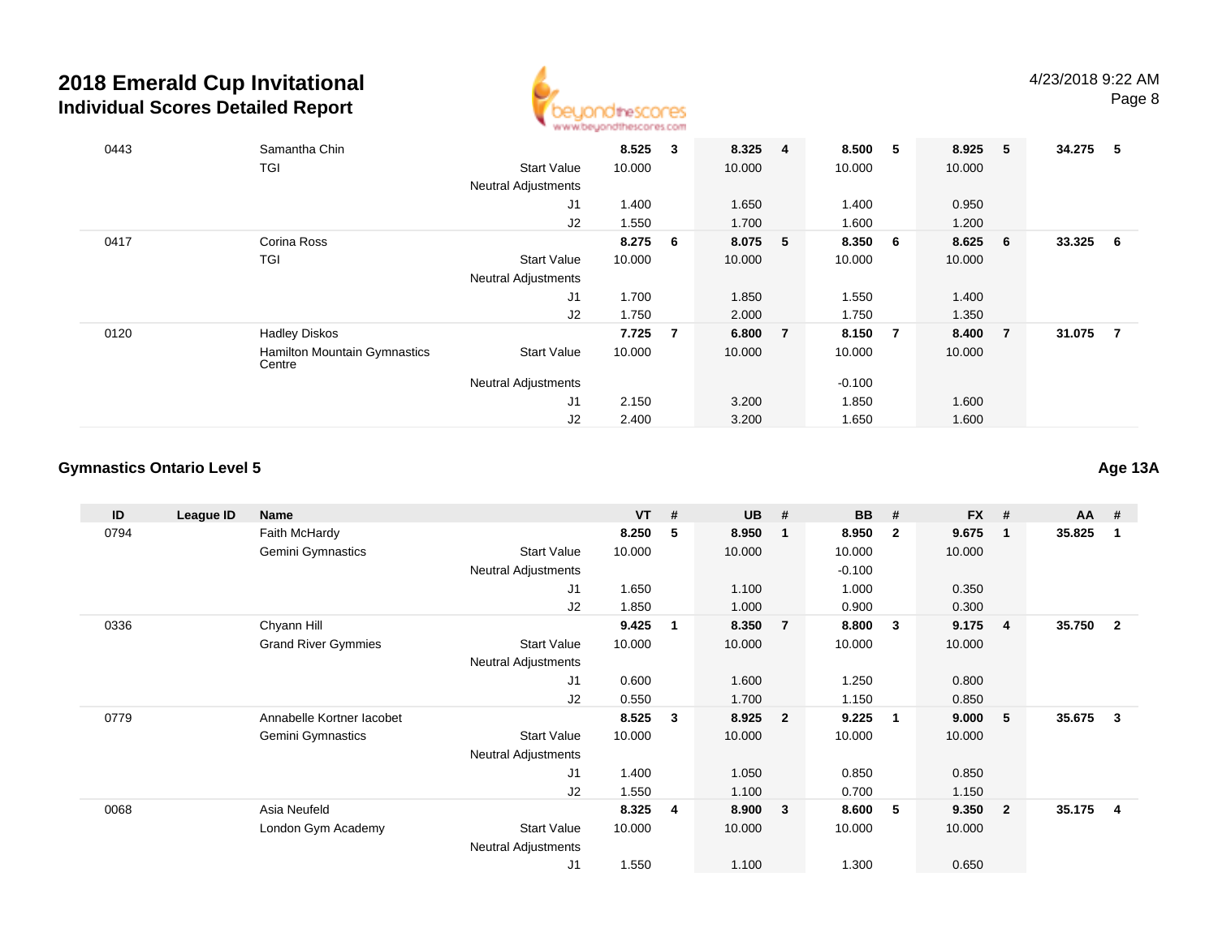# 2018 Emerald Cup Invitational

## Individual Scores Detailed Report

| ID | League ID | Name | | VT | # | UB | # | BB | # | FX | # | AA | # |
|---|---|---|---|---|---|---|---|---|---|---|---|---|---|
| 0443 | | Samantha Chin | | **8.525** | **3** | **8.325** | **4** | **8.500** | **5** | **8.925** | **5** | **34.275** | **5** |
| | | TGI | Start Value | 10.000 | | 10.000 | | 10.000 | | 10.000 | | | |
| | | | Neutral Adjustments | | | | | | | | | | |
| | | | J1 | 1.400 | | 1.650 | | 1.400 | | 0.950 | | | |
| | | | J2 | 1.550 | | 1.700 | | 1.600 | | 1.200 | | | |
| 0417 | | Corina Ross | | **8.275** | **6** | **8.075** | **5** | **8.350** | **6** | **8.625** | **6** | **33.325** | **6** |
| | | TGI | Start Value | 10.000 | | 10.000 | | 10.000 | | 10.000 | | | |
| | | | Neutral Adjustments | | | | | | | | | | |
| | | | J1 | 1.700 | | 1.850 | | 1.550 | | 1.400 | | | |
| | | | J2 | 1.750 | | 2.000 | | 1.750 | | 1.350 | | | |
| 0120 | | Hadley Diskos | | **7.725** | **7** | **6.800** | **7** | **8.150** | **7** | **8.400** | **7** | **31.075** | **7** |
| | | Hamilton Mountain Gymnastics Centre | Start Value | 10.000 | | 10.000 | | 10.000 | | 10.000 | | | |
| | | | Neutral Adjustments | | | | | -0.100 | | | | | |
| | | | J1 | 2.150 | | 3.200 | | 1.850 | | 1.600 | | | |
| | | | J2 | 2.400 | | 3.200 | | 1.650 | | 1.600 | | | |

### Gymnastics Ontario Level 5

**Age 13A**

| ID | League ID | Name | | VT | # | UB | # | BB | # | FX | # | AA | # |
|---|---|---|---|---|---|---|---|---|---|---|---|---|---|
| 0794 | | Faith McHardy | | **8.250** | **5** | **8.950** | **1** | **8.950** | **2** | **9.675** | **1** | **35.825** | **1** |
| | | Gemini Gymnastics | Start Value | 10.000 | | 10.000 | | 10.000 | | 10.000 | | | |
| | | | Neutral Adjustments | | | | | -0.100 | | | | | |
| | | | J1 | 1.650 | | 1.100 | | 1.000 | | 0.350 | | | |
| | | | J2 | 1.850 | | 1.000 | | 0.900 | | 0.300 | | | |
| 0336 | | Chyann Hill | | **9.425** | **1** | **8.350** | **7** | **8.800** | **3** | **9.175** | **4** | **35.750** | **2** |
| | | Grand River Gymmies | Start Value | 10.000 | | 10.000 | | 10.000 | | 10.000 | | | |
| | | | Neutral Adjustments | | | | | | | | | | |
| | | | J1 | 0.600 | | 1.600 | | 1.250 | | 0.800 | | | |
| | | | J2 | 0.550 | | 1.700 | | 1.150 | | 0.850 | | | |
| 0779 | | Annabelle Kortner Iacobet | | **8.525** | **3** | **8.925** | **2** | **9.225** | **1** | **9.000** | **5** | **35.675** | **3** |
| | | Gemini Gymnastics | Start Value | 10.000 | | 10.000 | | 10.000 | | 10.000 | | | |
| | | | Neutral Adjustments | | | | | | | | | | |
| | | | J1 | 1.400 | | 1.050 | | 0.850 | | 0.850 | | | |
| | | | J2 | 1.550 | | 1.100 | | 0.700 | | 1.150 | | | |
| 0068 | | Asia Neufeld | | **8.325** | **4** | **8.900** | **3** | **8.600** | **5** | **9.350** | **2** | **35.175** | **4** |
| | | London Gym Academy | Start Value | 10.000 | | 10.000 | | 10.000 | | 10.000 | | | |
| | | | Neutral Adjustments | | | | | | | | | | |
| | | | J1 | 1.550 | | 1.100 | | 1.300 | | 0.650 | | | |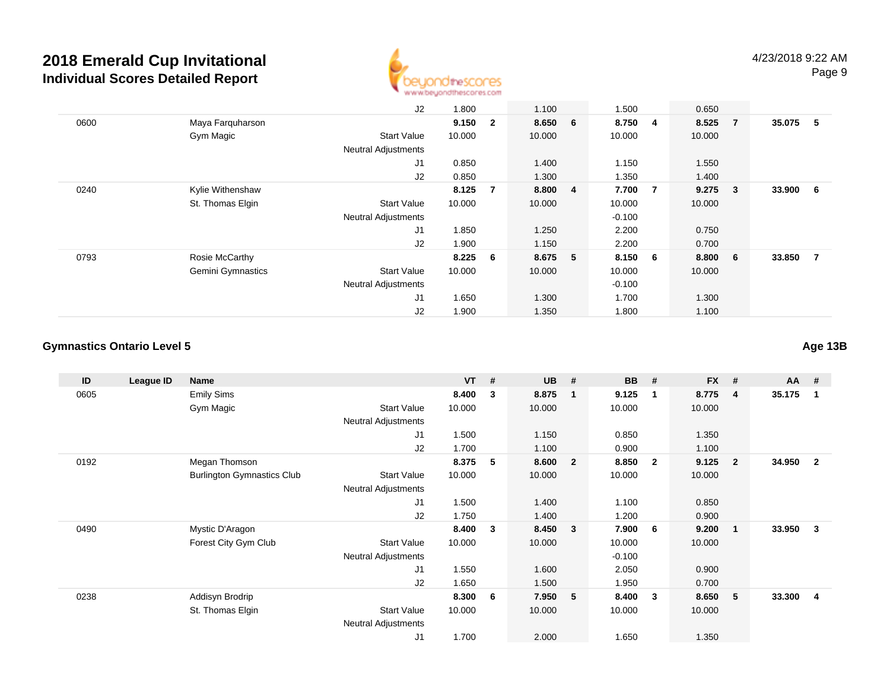# 2018 Emerald Cup Invitational

## Individual Scores Detailed Report

| ID | League ID | Name | | VT | # | UB | # | BB | # | FX | # | AA | # |
|---|---|---|---|---|---|---|---|---|---|---|---|---|---|
| | | | J2 | 1.800 | | 1.100 | | 1.500 | | 0.650 | | | |
| 0600 | | Maya Farquharson | | **9.150** | **2** | **8.650** | **6** | **8.750** | **4** | **8.525** | **7** | **35.075** | **5** |
| | | Gym Magic | Start Value | 10.000 | | 10.000 | | 10.000 | | 10.000 | | | |
| | | | Neutral Adjustments | | | | | | | | | | |
| | | | J1 | 0.850 | | 1.400 | | 1.150 | | 1.550 | | | |
| | | | J2 | 0.850 | | 1.300 | | 1.350 | | 1.400 | | | |
| 0240 | | Kylie Withenshaw | | **8.125** | **7** | **8.800** | **4** | **7.700** | **7** | **9.275** | **3** | **33.900** | **6** |
| | | St. Thomas Elgin | Start Value | 10.000 | | 10.000 | | 10.000 | | 10.000 | | | |
| | | | Neutral Adjustments | | | | | -0.100 | | | | | |
| | | | J1 | 1.850 | | 1.250 | | 2.200 | | 0.750 | | | |
| | | | J2 | 1.900 | | 1.150 | | 2.200 | | 0.700 | | | |
| 0793 | | Rosie McCarthy | | **8.225** | **6** | **8.675** | **5** | **8.150** | **6** | **8.800** | **6** | **33.850** | **7** |
| | | Gemini Gymnastics | Start Value | 10.000 | | 10.000 | | 10.000 | | 10.000 | | | |
| | | | Neutral Adjustments | | | | | -0.100 | | | | | |
| | | | J1 | 1.650 | | 1.300 | | 1.700 | | 1.300 | | | |
| | | | J2 | 1.900 | | 1.350 | | 1.800 | | 1.100 | | | |

### Gymnastics Ontario Level 5

**Age 13B**

| ID | League ID | Name | | VT | # | UB | # | BB | # | FX | # | AA | # |
|---|---|---|---|---|---|---|---|---|---|---|---|---|---|
| 0605 | | Emily Sims | | **8.400** | **3** | **8.875** | **1** | **9.125** | **1** | **8.775** | **4** | **35.175** | **1** |
| | | Gym Magic | Start Value | 10.000 | | 10.000 | | 10.000 | | 10.000 | | | |
| | | | Neutral Adjustments | | | | | | | | | | |
| | | | J1 | 1.500 | | 1.150 | | 0.850 | | 1.350 | | | |
| | | | J2 | 1.700 | | 1.100 | | 0.900 | | 1.100 | | | |
| 0192 | | Megan Thomson | | **8.375** | **5** | **8.600** | **2** | **8.850** | **2** | **9.125** | **2** | **34.950** | **2** |
| | | Burlington Gymnastics Club | Start Value | 10.000 | | 10.000 | | 10.000 | | 10.000 | | | |
| | | | Neutral Adjustments | | | | | | | | | | |
| | | | J1 | 1.500 | | 1.400 | | 1.100 | | 0.850 | | | |
| | | | J2 | 1.750 | | 1.400 | | 1.200 | | 0.900 | | | |
| 0490 | | Mystic D'Aragon | | **8.400** | **3** | **8.450** | **3** | **7.900** | **6** | **9.200** | **1** | **33.950** | **3** |
| | | Forest City Gym Club | Start Value | 10.000 | | 10.000 | | 10.000 | | 10.000 | | | |
| | | | Neutral Adjustments | | | | | -0.100 | | | | | |
| | | | J1 | 1.550 | | 1.600 | | 2.050 | | 0.900 | | | |
| | | | J2 | 1.650 | | 1.500 | | 1.950 | | 0.700 | | | |
| 0238 | | Addisyn Brodrip | | **8.300** | **6** | **7.950** | **5** | **8.400** | **3** | **8.650** | **5** | **33.300** | **4** |
| | | St. Thomas Elgin | Start Value | 10.000 | | 10.000 | | 10.000 | | 10.000 | | | |
| | | | Neutral Adjustments | | | | | | | | | | |
| | | | J1 | 1.700 | | 2.000 | | 1.650 | | 1.350 | | | |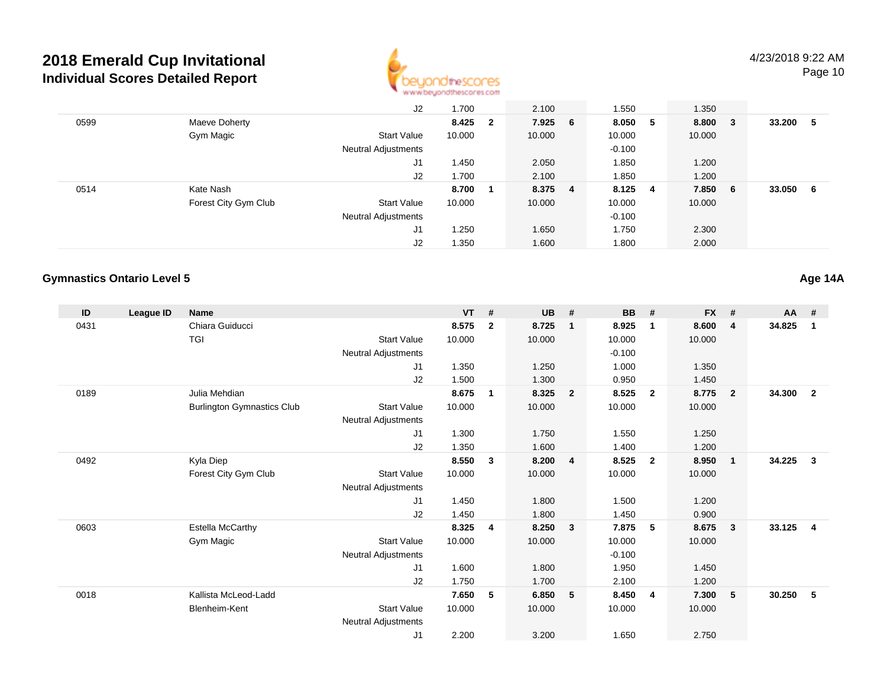# 2018 Emerald Cup Invitational

## Individual Scores Detailed Report

4/23/2018 9:22 AM

| ID | League ID | Name | | VT | # | UB | # | BB | # | FX | # | AA | # |
|---|---|---|---|---|---|---|---|---|---|---|---|---|---|
| | | | J2 | 1.700 | | 2.100 | | 1.550 | | 1.350 | | | |
| 0599 | | Maeve Doherty | | **8.425** | **2** | **7.925** | **6** | **8.050** | **5** | **8.800** | **3** | **33.200** | **5** |
| | | Gym Magic | Start Value | 10.000 | | 10.000 | | 10.000 | | 10.000 | | | |
| | | | Neutral Adjustments | | | | | -0.100 | | | | | |
| | | | J1 | 1.450 | | 2.050 | | 1.850 | | 1.200 | | | |
| | | | J2 | 1.700 | | 2.100 | | 1.850 | | 1.200 | | | |
| 0514 | | Kate Nash | | **8.700** | **1** | **8.375** | **4** | **8.125** | **4** | **7.850** | **6** | **33.050** | **6** |
| | | Forest City Gym Club | Start Value | 10.000 | | 10.000 | | 10.000 | | 10.000 | | | |
| | | | Neutral Adjustments | | | | | -0.100 | | | | | |
| | | | J1 | 1.250 | | 1.650 | | 1.750 | | 2.300 | | | |
| | | | J2 | 1.350 | | 1.600 | | 1.800 | | 2.000 | | | |

### Gymnastics Ontario Level 5

**Age 14A**

| ID | League ID | Name | | VT | # | UB | # | BB | # | FX | # | AA | # |
|---|---|---|---|---|---|---|---|---|---|---|---|---|---|
| 0431 | | Chiara Guiducci | | **8.575** | **2** | **8.725** | **1** | **8.925** | **1** | **8.600** | **4** | **34.825** | **1** |
| | | TGI | Start Value | 10.000 | | 10.000 | | 10.000 | | 10.000 | | | |
| | | | Neutral Adjustments | | | | | -0.100 | | | | | |
| | | | J1 | 1.350 | | 1.250 | | 1.000 | | 1.350 | | | |
| | | | J2 | 1.500 | | 1.300 | | 0.950 | | 1.450 | | | |
| 0189 | | Julia Mehdian | | **8.675** | **1** | **8.325** | **2** | **8.525** | **2** | **8.775** | **2** | **34.300** | **2** |
| | | Burlington Gymnastics Club | Start Value | 10.000 | | 10.000 | | 10.000 | | 10.000 | | | |
| | | | Neutral Adjustments | | | | | | | | | | |
| | | | J1 | 1.300 | | 1.750 | | 1.550 | | 1.250 | | | |
| | | | J2 | 1.350 | | 1.600 | | 1.400 | | 1.200 | | | |
| 0492 | | Kyla Diep | | **8.550** | **3** | **8.200** | **4** | **8.525** | **2** | **8.950** | **1** | **34.225** | **3** |
| | | Forest City Gym Club | Start Value | 10.000 | | 10.000 | | 10.000 | | 10.000 | | | |
| | | | Neutral Adjustments | | | | | | | | | | |
| | | | J1 | 1.450 | | 1.800 | | 1.500 | | 1.200 | | | |
| | | | J2 | 1.450 | | 1.800 | | 1.450 | | 0.900 | | | |
| 0603 | | Estella McCarthy | | **8.325** | **4** | **8.250** | **3** | **7.875** | **5** | **8.675** | **3** | **33.125** | **4** |
| | | Gym Magic | Start Value | 10.000 | | 10.000 | | 10.000 | | 10.000 | | | |
| | | | Neutral Adjustments | | | | | -0.100 | | | | | |
| | | | J1 | 1.600 | | 1.800 | | 1.950 | | 1.450 | | | |
| | | | J2 | 1.750 | | 1.700 | | 2.100 | | 1.200 | | | |
| 0018 | | Kallista McLeod-Ladd | | **7.650** | **5** | **6.850** | **5** | **8.450** | **4** | **7.300** | **5** | **30.250** | **5** |
| | | Blenheim-Kent | Start Value | 10.000 | | 10.000 | | 10.000 | | 10.000 | | | |
| | | | Neutral Adjustments | | | | | | | | | | |
| | | | J1 | 2.200 | | 3.200 | | 1.650 | | 2.750 | | | |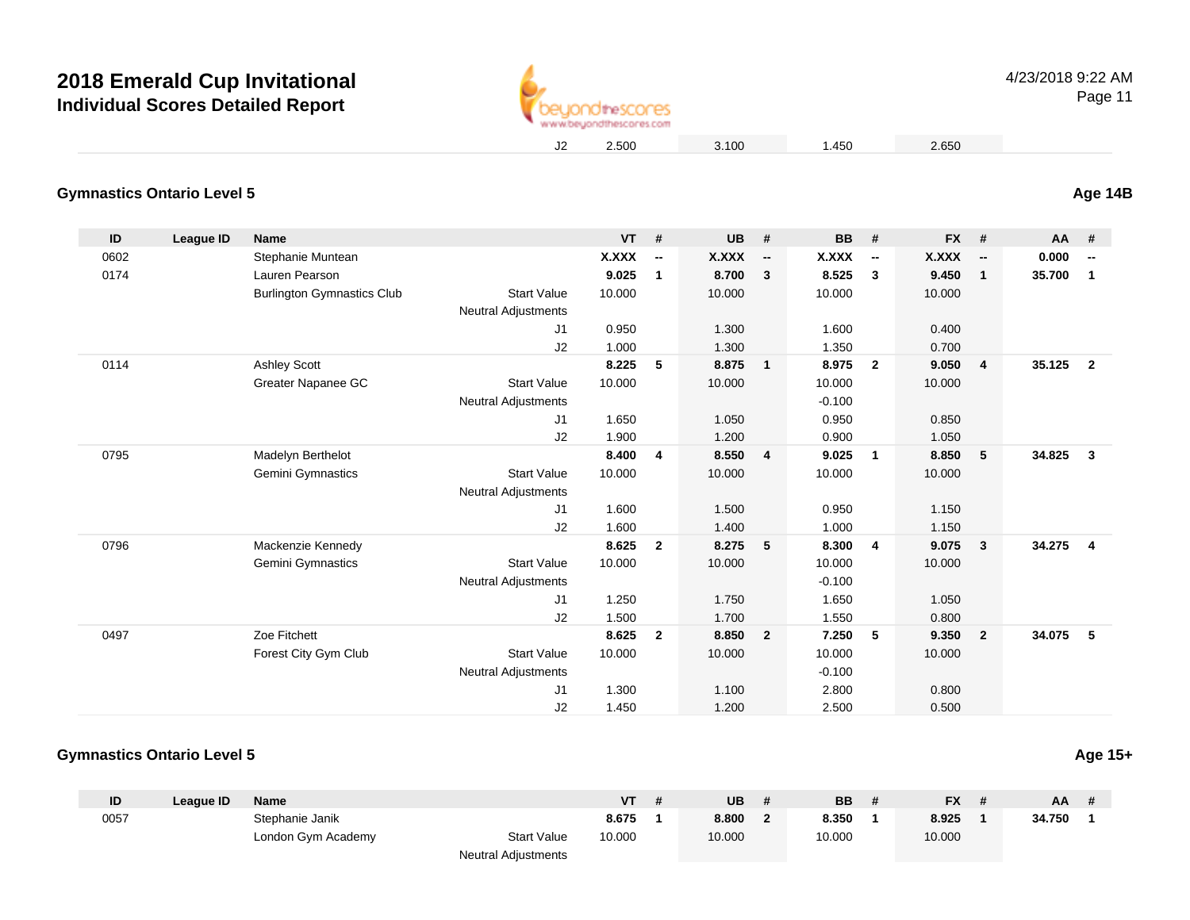| | | | | J2 | 2.500 | | 3.100 | | 1.450 | | 2.650 | | | |
|---|---|---|---|---|---|---|---|---|---|---|---|---|---|---|

## Gymnastics Ontario Level 5

**Age 14B**

| ID | League ID | Name | | | VT | # | UB | # | BB | # | FX | # | AA | # |
|---|---|---|---|---|---|---|---|---|---|---|---|---|---|---|
| 0602 | | Stephanie Muntean | | | **X.XXX** | **--** | **X.XXX** | **--** | **X.XXX** | **--** | **X.XXX** | **--** | **0.000** | **--** |
| 0174 | | Lauren Pearson | | | **9.025** | **1** | **8.700** | **3** | **8.525** | **3** | **9.450** | **1** | **35.700** | **1** |
| | | Burlington Gymnastics Club | | Start Value | 10.000 | | 10.000 | | 10.000 | | 10.000 | | | |
| | | | | Neutral Adjustments | | | | | | | | | | |
| | | | | J1 | 0.950 | | 1.300 | | 1.600 | | 0.400 | | | |
| | | | | J2 | 1.000 | | 1.300 | | 1.350 | | 0.700 | | | |
| 0114 | | Ashley Scott | | | **8.225** | **5** | **8.875** | **1** | **8.975** | **2** | **9.050** | **4** | **35.125** | **2** |
| | | Greater Napanee GC | | Start Value | 10.000 | | 10.000 | | 10.000 | | 10.000 | | | |
| | | | | Neutral Adjustments | | | | | -0.100 | | | | | |
| | | | | J1 | 1.650 | | 1.050 | | 0.950 | | 0.850 | | | |
| | | | | J2 | 1.900 | | 1.200 | | 0.900 | | 1.050 | | | |
| 0795 | | Madelyn Berthelot | | | **8.400** | **4** | **8.550** | **4** | **9.025** | **1** | **8.850** | **5** | **34.825** | **3** |
| | | Gemini Gymnastics | | Start Value | 10.000 | | 10.000 | | 10.000 | | 10.000 | | | |
| | | | | Neutral Adjustments | | | | | | | | | | |
| | | | | J1 | 1.600 | | 1.500 | | 0.950 | | 1.150 | | | |
| | | | | J2 | 1.600 | | 1.400 | | 1.000 | | 1.150 | | | |
| 0796 | | Mackenzie Kennedy | | | **8.625** | **2** | **8.275** | **5** | **8.300** | **4** | **9.075** | **3** | **34.275** | **4** |
| | | Gemini Gymnastics | | Start Value | 10.000 | | 10.000 | | 10.000 | | 10.000 | | | |
| | | | | Neutral Adjustments | | | | | -0.100 | | | | | |
| | | | | J1 | 1.250 | | 1.750 | | 1.650 | | 1.050 | | | |
| | | | | J2 | 1.500 | | 1.700 | | 1.550 | | 0.800 | | | |
| 0497 | | Zoe Fitchett | | | **8.625** | **2** | **8.850** | **2** | **7.250** | **5** | **9.350** | **2** | **34.075** | **5** |
| | | Forest City Gym Club | | Start Value | 10.000 | | 10.000 | | 10.000 | | 10.000 | | | |
| | | | | Neutral Adjustments | | | | | -0.100 | | | | | |
| | | | | J1 | 1.300 | | 1.100 | | 2.800 | | 0.800 | | | |
| | | | | J2 | 1.450 | | 1.200 | | 2.500 | | 0.500 | | | |

## Gymnastics Ontario Level 5

**Age 15+**

| ID | League ID | Name | | | VT | # | UB | # | BB | # | FX | # | AA | # |
|---|---|---|---|---|---|---|---|---|---|---|---|---|---|---|
| 0057 | | Stephanie Janik | | | **8.675** | **1** | **8.800** | **2** | **8.350** | **1** | **8.925** | **1** | **34.750** | **1** |
| | | London Gym Academy | | Start Value | 10.000 | | 10.000 | | 10.000 | | 10.000 | | | |
| | | | | Neutral Adjustments | | | | | | | | | | |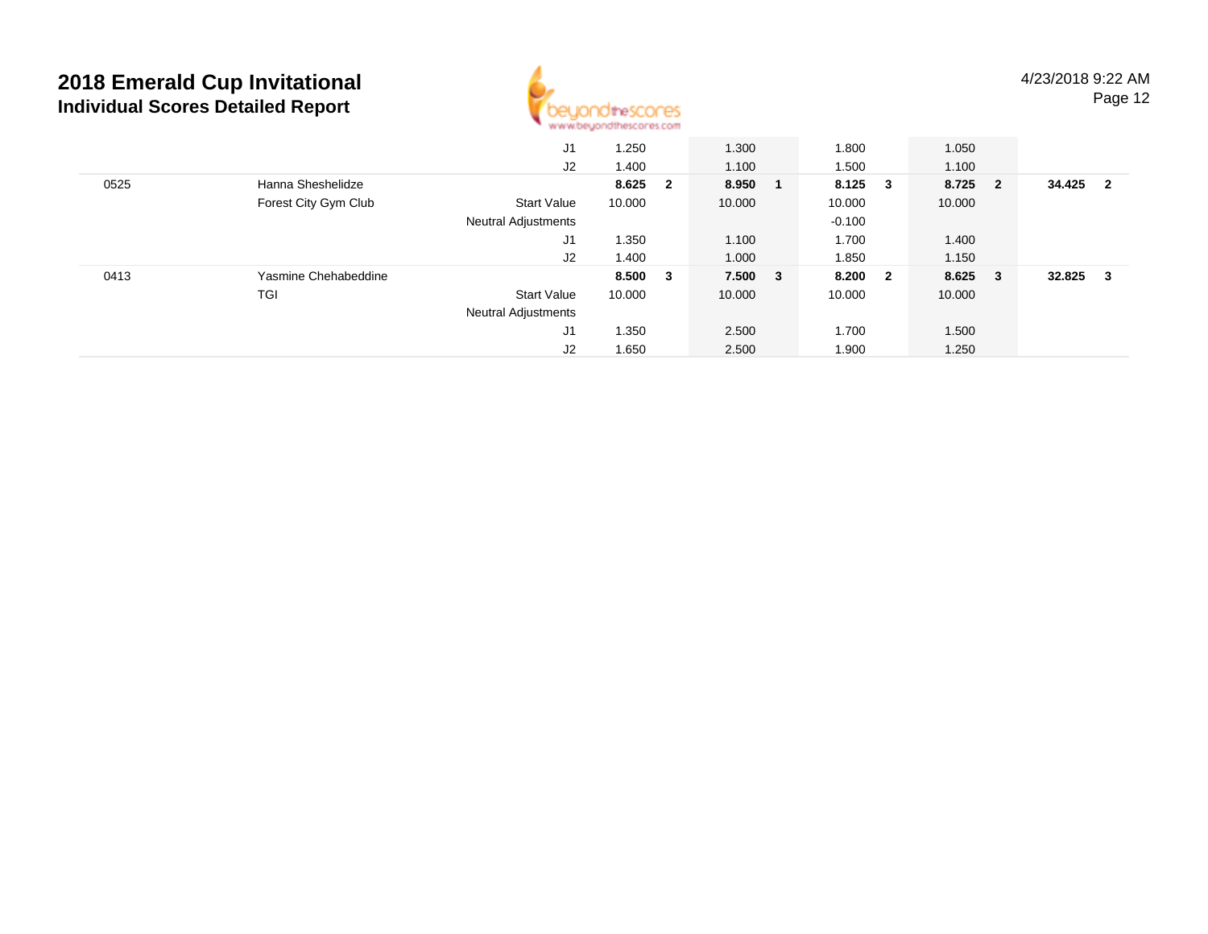# 2018 Emerald Cup Invitational

## Individual Scores Detailed Report

| | | | | | | | | | | | | |
|---|---|---|---|---|---|---|---|---|---|---|---|---|
| | | J1 | 1.250 | | 1.300 | | 1.800 | | 1.050 | | | |
| | | J2 | 1.400 | | 1.100 | | 1.500 | | 1.100 | | | |
| 0525 | Hanna Sheshelidze | | **8.625** | **2** | **8.950** | **1** | **8.125** | **3** | **8.725** | **2** | **34.425** | **2** |
| | Forest City Gym Club | Start Value | 10.000 | | 10.000 | | 10.000 | | 10.000 | | | |
| | | Neutral Adjustments | | | | | -0.100 | | | | | |
| | | J1 | 1.350 | | 1.100 | | 1.700 | | 1.400 | | | |
| | | J2 | 1.400 | | 1.000 | | 1.850 | | 1.150 | | | |
| 0413 | Yasmine Chehabeddine | | **8.500** | **3** | **7.500** | **3** | **8.200** | **2** | **8.625** | **3** | **32.825** | **3** |
| | TGI | Start Value | 10.000 | | 10.000 | | 10.000 | | 10.000 | | | |
| | | Neutral Adjustments | | | | | | | | | | |
| | | J1 | 1.350 | | 2.500 | | 1.700 | | 1.500 | | | |
| | | J2 | 1.650 | | 2.500 | | 1.900 | | 1.250 | | | |